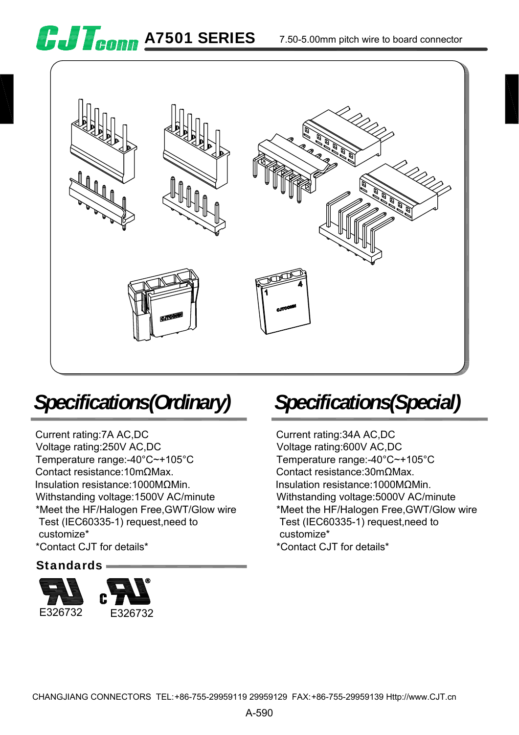# A7501 SERIES

7.50-5.00mm pitch wire to board connector

## Specifications(Ordinary)

Current rating:7A AC,DC
Voltage rating:250V AC,DC
Temperature range:-40°C~+105°C
Contact resistance:10mΩMax.
Insulation resistance:1000MΩMin.
Withstanding voltage:1500V AC/minute
*Meet the HF/Halogen Free,GWT/Glow wire Test (IEC60335-1) request,need to customize*
*Contact CJT for details*

### Standards

E326732 E326732

## Specifications(Special)

Current rating:34A AC,DC
Voltage rating:600V AC,DC
Temperature range:-40°C~+105°C
Contact resistance:30mΩMax.
Insulation resistance:1000MΩMin.
Withstanding voltage:5000V AC/minute
*Meet the HF/Halogen Free,GWT/Glow wire Test (IEC60335-1) request,need to customize*
*Contact CJT for details*

CHANGJIANG CONNECTORS TEL:+86-755-29959119 29959129 FAX:+86-755-29959139 Http://www.CJT.cn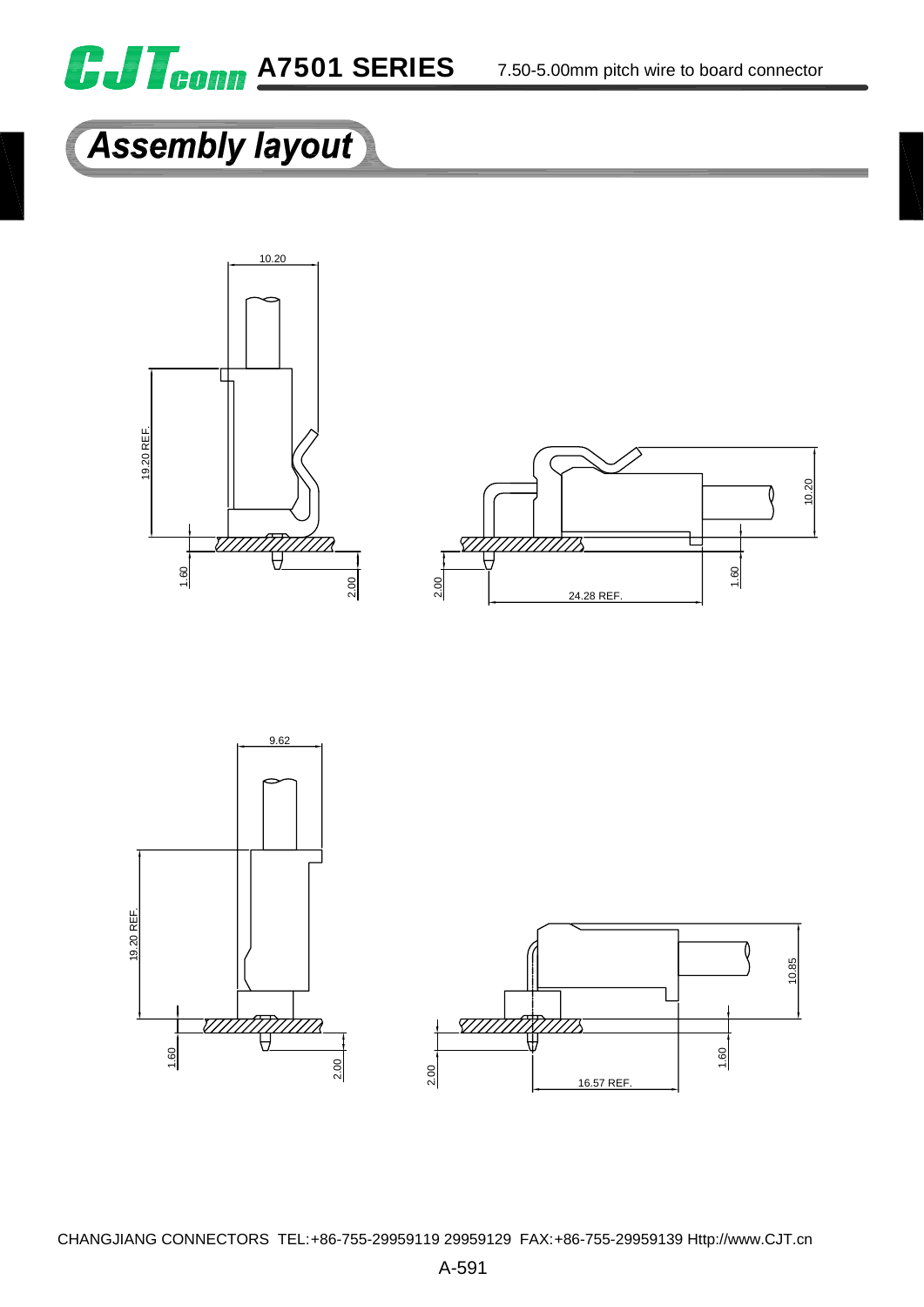# A7501 SERIES

7.50-5.00mm pitch wire to board connector

## Assembly layout

10.20

19.20 REF.

1.60

2.00

10.20

2.00

24.28 REF.

1.60

9.62

19.20 REF.

1.60

2.00

10.85

2.00

16.57 REF.

1.60

CHANGJIANG CONNECTORS TEL:+86-755-29959119 29959129 FAX:+86-755-29959139 Http://www.CJT.cn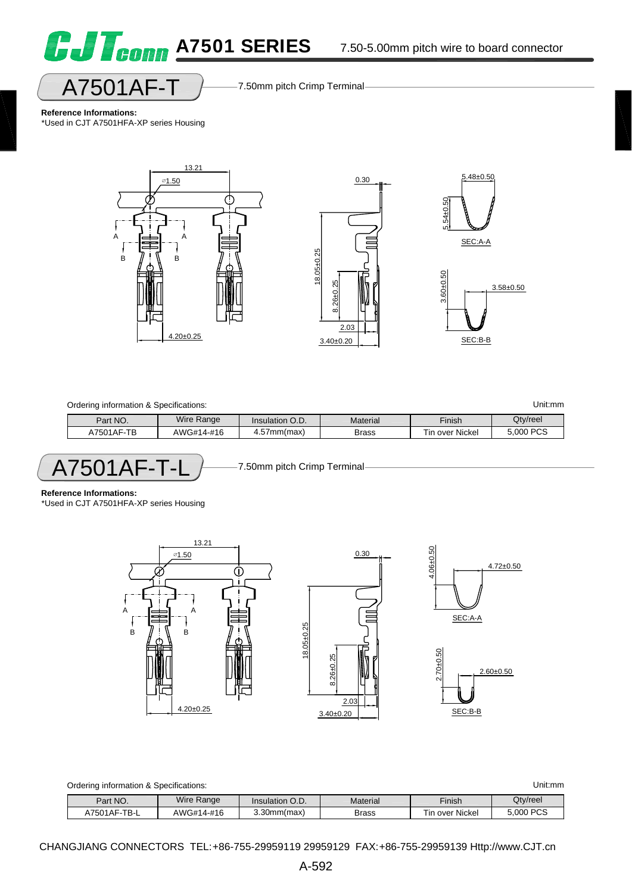# A7501 SERIES

7.50-5.00mm pitch wire to board connector

## A7501AF-T

7.50mm pitch Crimp Terminal

**Reference Informations:**
*Used in CJT A7501HFA-XP series Housing

13.21
⌀1.50
A A
B B
4.20±0.25
0.30
18.05±0.25
8.26±0.25
2.03
3.40±0.20
5.48±0.50
5.54±0.50
SEC:A-A
3.60±0.50
3.58±0.50
SEC:B-B

Ordering information & Specifications: Unit:mm

| Part NO. | Wire Range | Insulation O.D. | Material | Finish | Qty/reel |
|---|---|---|---|---|---|
| A7501AF-TB | AWG#14-#16 | 4.57mm(max) | Brass | Tin over Nickel | 5,000 PCS |

## A7501AF-T-L

7.50mm pitch Crimp Terminal

**Reference Informations:**
*Used in CJT A7501HFA-XP series Housing

13.21
⌀1.50
A A
B B
4.20±0.25
0.30
18.05±0.25
8.26±0.25
2.03
3.40±0.20
4.06±0.50
4.72±0.50
SEC:A-A
2.70±0.50
2.60±0.50
SEC:B-B

Ordering information & Specifications: Unit:mm

| Part NO. | Wire Range | Insulation O.D. | Material | Finish | Qty/reel |
|---|---|---|---|---|---|
| A7501AF-TB-L | AWG#14-#16 | 3.30mm(max) | Brass | Tin over Nickel | 5,000 PCS |

CHANGJIANG CONNECTORS TEL:+86-755-29959119 29959129 FAX:+86-755-29959139 Http://www.CJT.cn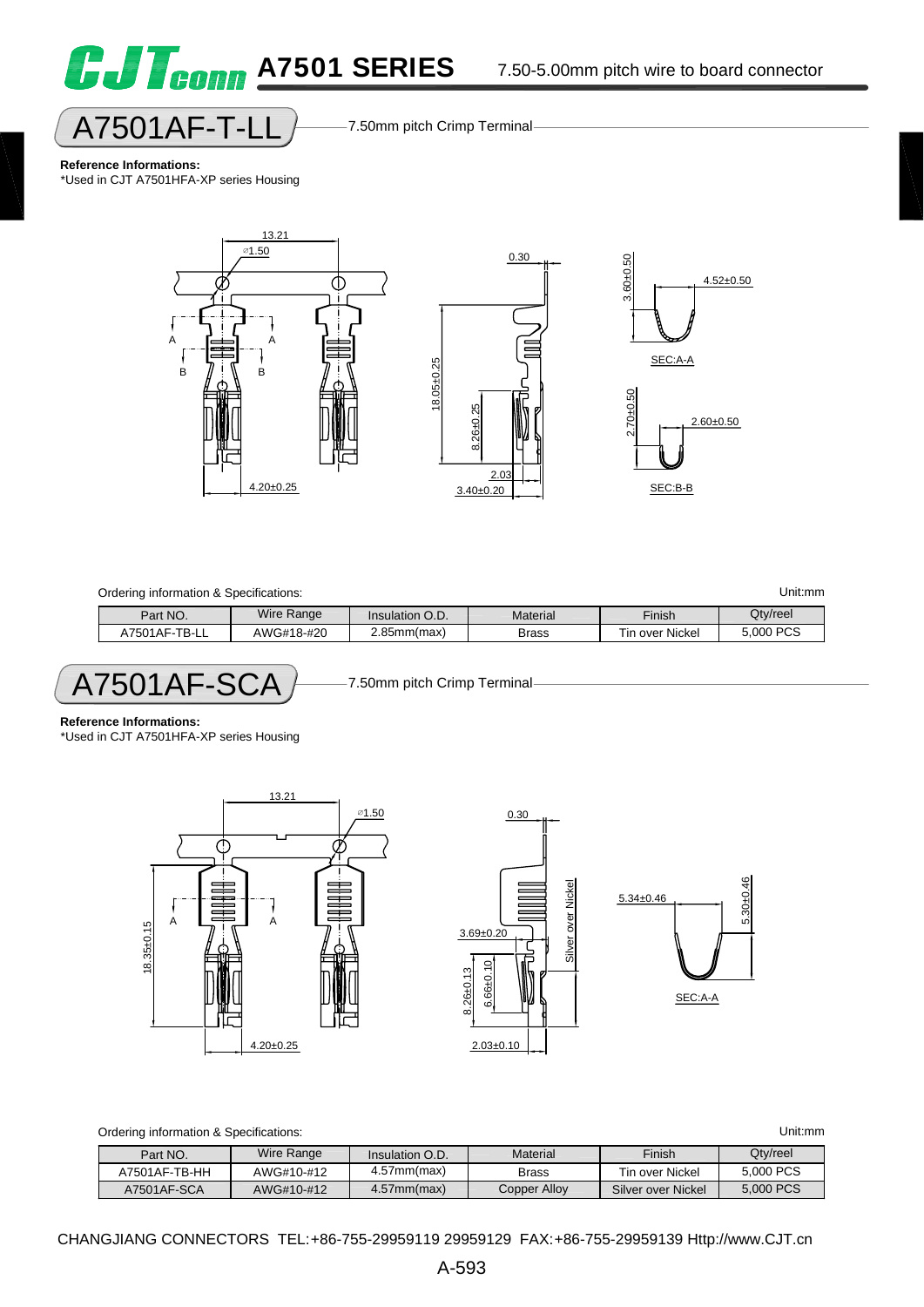# A7501 SERIES

7.50-5.00mm pitch wire to board connector

## A7501AF-T-LL

7.50mm pitch Crimp Terminal

**Reference Informations:**
*Used in CJT A7501HFA-XP series Housing

Ordering information & Specifications: Unit:mm

| Part NO. | Wire Range | Insulation O.D. | Material | Finish | Qty/reel |
|---|---|---|---|---|---|
| A7501AF-TB-LL | AWG#18-#20 | 2.85mm(max) | Brass | Tin over Nickel | 5,000 PCS |

## A7501AF-SCA

7.50mm pitch Crimp Terminal

**Reference Informations:**
*Used in CJT A7501HFA-XP series Housing

Ordering information & Specifications: Unit:mm

| Part NO. | Wire Range | Insulation O.D. | Material | Finish | Qty/reel |
|---|---|---|---|---|---|
| A7501AF-TB-HH | AWG#10-#12 | 4.57mm(max) | Brass | Tin over Nickel | 5,000 PCS |
| A7501AF-SCA | AWG#10-#12 | 4.57mm(max) | Copper Alloy | Silver over Nickel | 5,000 PCS |

CHANGJIANG CONNECTORS TEL:+86-755-29959119 29959129 FAX:+86-755-29959139 Http://www.CJT.cn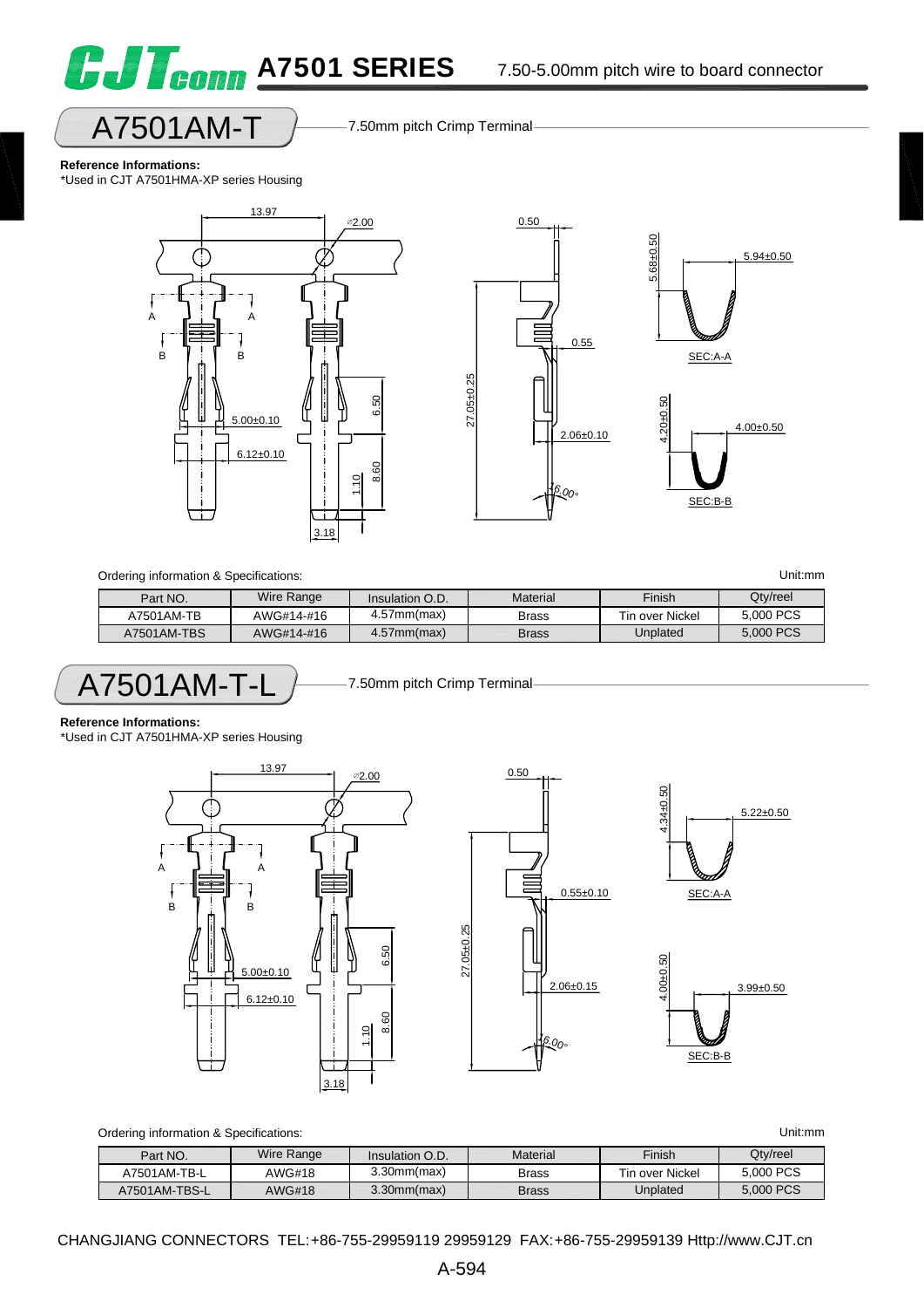# A7501 SERIES

7.50-5.00mm pitch wire to board connector

## A7501AM-T

7.50mm pitch Crimp Terminal

**Reference Informations:**
*Used in CJT A7501HMA-XP series Housing

Ordering information & Specifications: Unit:mm

| Part NO. | Wire Range | Insulation O.D. | Material | Finish | Qty/reel |
|---|---|---|---|---|---|
| A7501AM-TB | AWG#14-#16 | 4.57mm(max) | Brass | Tin over Nickel | 5,000 PCS |
| A7501AM-TBS | AWG#14-#16 | 4.57mm(max) | Brass | Unplated | 5,000 PCS |

## A7501AM-T-L

7.50mm pitch Crimp Terminal

**Reference Informations:**
*Used in CJT A7501HMA-XP series Housing

Ordering information & Specifications: Unit:mm

| Part NO. | Wire Range | Insulation O.D. | Material | Finish | Qty/reel |
|---|---|---|---|---|---|
| A7501AM-TB-L | AWG#18 | 3.30mm(max) | Brass | Tin over Nickel | 5,000 PCS |
| A7501AM-TBS-L | AWG#18 | 3.30mm(max) | Brass | Unplated | 5,000 PCS |

CHANGJIANG CONNECTORS TEL:+86-755-29959119 29959129 FAX:+86-755-29959139 Http://www.CJT.cn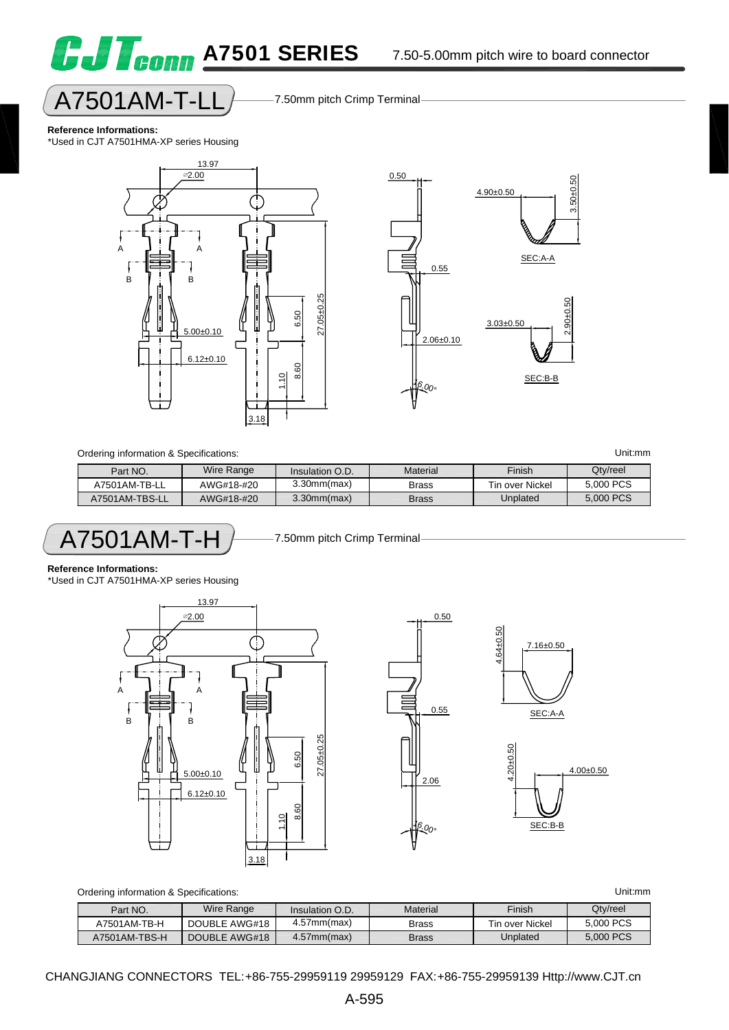# A7501 SERIES

7.50-5.00mm pitch wire to board connector

## A7501AM-T-LL

7.50mm pitch Crimp Terminal

**Reference Informations:**
*Used in CJT A7501HMA-XP series Housing

Ordering information & Specifications:

Unit:mm

| Part NO. | Wire Range | Insulation O.D. | Material | Finish | Qty/reel |
|---|---|---|---|---|---|
| A7501AM-TB-LL | AWG#18-#20 | 3.30mm(max) | Brass | Tin over Nickel | 5,000 PCS |
| A7501AM-TBS-LL | AWG#18-#20 | 3.30mm(max) | Brass | Unplated | 5,000 PCS |

## A7501AM-T-H

7.50mm pitch Crimp Terminal

**Reference Informations:**
*Used in CJT A7501HMA-XP series Housing

Ordering information & Specifications:

Unit:mm

| Part NO. | Wire Range | Insulation O.D. | Material | Finish | Qty/reel |
|---|---|---|---|---|---|
| A7501AM-TB-H | DOUBLE AWG#18 | 4.57mm(max) | Brass | Tin over Nickel | 5,000 PCS |
| A7501AM-TBS-H | DOUBLE AWG#18 | 4.57mm(max) | Brass | Unplated | 5,000 PCS |

CHANGJIANG CONNECTORS TEL:+86-755-29959119 29959129 FAX:+86-755-29959139 Http://www.CJT.cn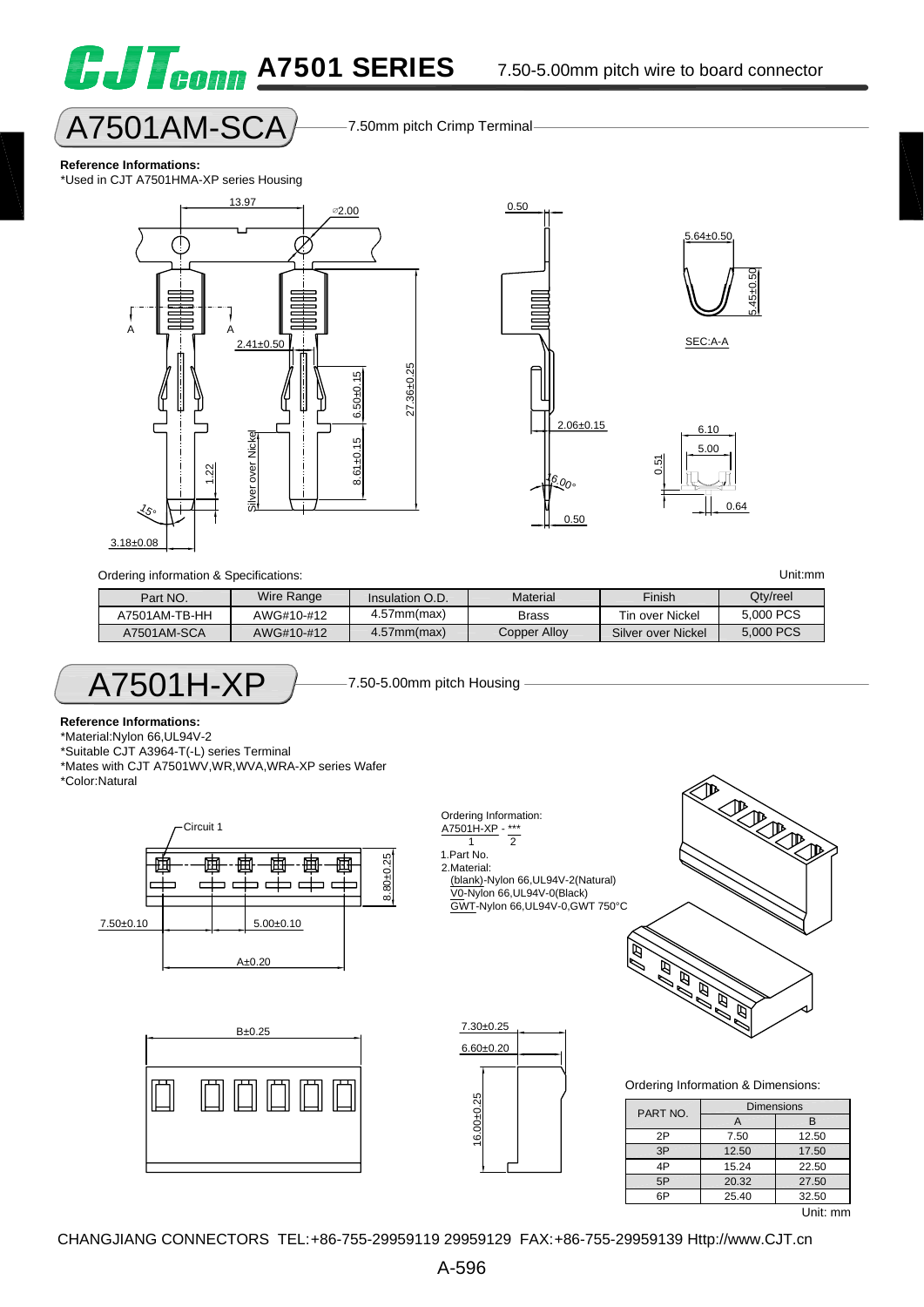# CJTconn A7501 SERIES

7.50-5.00mm pitch wire to board connector

## A7501AM-SCA

7.50mm pitch Crimp Terminal

**Reference Informations:**

*Used in CJT A7501HMA-XP series Housing

13.97, ∅2.00, 0.50, 5.64±0.50, 5.45±0.50, SEC:A-A, 2.41±0.50, 27.36±0.25, 6.50±0.15, 8.61±0.15, 1.22, Silver over Nickel, 15°, 3.18±0.08, 2.06±0.15, 6.00°, 0.50, 6.10, 5.00, 0.51, 0.64

Ordering information & Specifications:

Unit:mm

| Part NO. | Wire Range | Insulation O.D. | Material | Finish | Qty/reel |
|---|---|---|---|---|---|
| A7501AM-TB-HH | AWG#10-#12 | 4.57mm(max) | Brass | Tin over Nickel | 5,000 PCS |
| A7501AM-SCA | AWG#10-#12 | 4.57mm(max) | Copper Alloy | Silver over Nickel | 5,000 PCS |

## A7501H-XP

7.50-5.00mm pitch Housing

**Reference Informations:**

*Material:Nylon 66,UL94V-2
*Suitable CJT A3964-T(-L) series Terminal
*Mates with CJT A7501WV,WR,WVA,WRA-XP series Wafer
*Color:Natural

Circuit 1, 8.80±0.25, 7.50±0.10, 5.00±0.10, A±0.20, B±0.25, 7.30±0.25, 6.60±0.20, 16.00±0.25

Ordering Information:
A7501H-XP - ***
1 2

1.Part No.
2.Material:
(blank)-Nylon 66,UL94V-2(Natural)
V0-Nylon 66,UL94V-0(Black)
GWT-Nylon 66,UL94V-0,GWT 750°C

Ordering Information & Dimensions:

| PART NO. | Dimensions | |
|---|---|---|
| | A | B |
| 2P | 7.50 | 12.50 |
| 3P | 12.50 | 17.50 |
| 4P | 15.24 | 22.50 |
| 5P | 20.32 | 27.50 |
| 6P | 25.40 | 32.50 |

Unit: mm

CHANGJIANG CONNECTORS TEL:+86-755-29959119 29959129 FAX:+86-755-29959139 Http://www.CJT.cn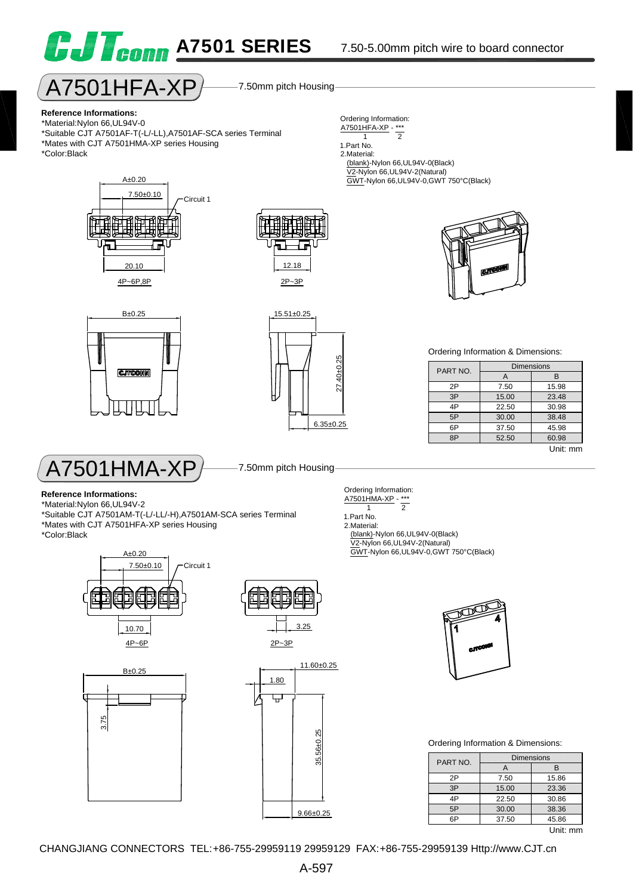# CJTconn A7501 SERIES

7.50-5.00mm pitch wire to board connector

## A7501HFA-XP

7.50mm pitch Housing

**Reference Informations:**

*Material:Nylon 66,UL94V-0
*Suitable CJT A7501AF-T(-L/-LL),A7501AF-SCA series Terminal
*Mates with CJT A7501HMA-XP series Housing
*Color:Black

Ordering Information:
A7501HFA-XP - ***
1 2

1.Part No.
2.Material:
(blank)-Nylon 66,UL94V-0(Black)
V2-Nylon 66,UL94V-2(Natural)
GWT-Nylon 66,UL94V-0,GWT 750°C(Black)

A±0.20
7.50±0.10
Circuit 1
20.10
4P~6P,8P

12.18
2P~3P

B±0.25

15.51±0.25
27.40±0.25
6.35±0.25

Ordering Information & Dimensions:

| PART NO. | Dimensions | |
|---|---|---|
| | A | B |
| 2P | 7.50 | 15.98 |
| 3P | 15.00 | 23.48 |
| 4P | 22.50 | 30.98 |
| 5P | 30.00 | 38.48 |
| 6P | 37.50 | 45.98 |
| 8P | 52.50 | 60.98 |

Unit: mm

## A7501HMA-XP

7.50mm pitch Housing

**Reference Informations:**

*Material:Nylon 66,UL94V-2
*Suitable CJT A7501AM-T(-L/-LL/-H),A7501AM-SCA series Terminal
*Mates with CJT A7501HFA-XP series Housing
*Color:Black

Ordering Information:
A7501HMA-XP - ***
1 2

1.Part No.
2.Material:
(blank)-Nylon 66,UL94V-0(Black)
V2-Nylon 66,UL94V-2(Natural)
GWT-Nylon 66,UL94V-0,GWT 750°C(Black)

A±0.20
7.50±0.10
Circuit 1
10.70
4P~6P

3.25
2P~3P

B±0.25
3.75

11.60±0.25
1.80
35.56±0.25
9.66±0.25

Ordering Information & Dimensions:

| PART NO. | Dimensions | |
|---|---|---|
| | A | B |
| 2P | 7.50 | 15.86 |
| 3P | 15.00 | 23.36 |
| 4P | 22.50 | 30.86 |
| 5P | 30.00 | 38.36 |
| 6P | 37.50 | 45.86 |

Unit: mm

CHANGJIANG CONNECTORS TEL:+86-755-29959119 29959129 FAX:+86-755-29959139 Http://www.CJT.cn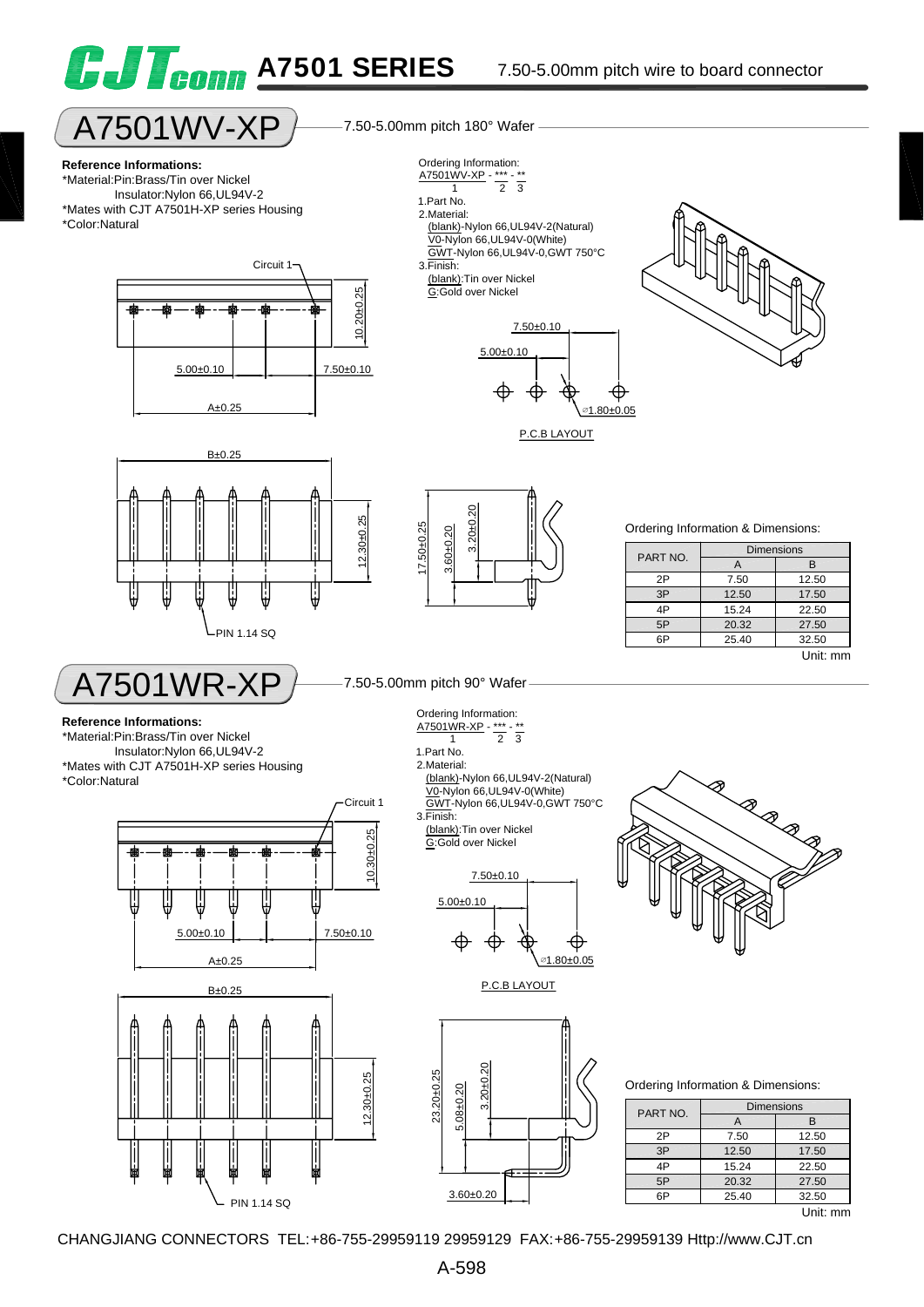# CJTconn A7501 SERIES 7.50-5.00mm pitch wire to board connector

## A7501WV-XP

7.50-5.00mm pitch 180° Wafer

**Reference Informations:**

*Material:Pin:Brass/Tin over Nickel
Insulator:Nylon 66,UL94V-2
*Mates with CJT A7501H-XP series Housing
*Color:Natural

Ordering Information:
A7501WV-XP - *** - **
1 2 3

1.Part No.
2.Material:
(blank)-Nylon 66,UL94V-2(Natural)
V0-Nylon 66,UL94V-0(White)
GWT-Nylon 66,UL94V-0,GWT 750°C
3.Finish:
(blank):Tin over Nickel
G:Gold over Nickel

Circuit 1; 10.20±0.25; 5.00±0.10; 7.50±0.10; A±0.25; B±0.25; 12.30±0.25; PIN 1.14 SQ; 17.50±0.25; 3.60±0.20; 3.20±0.20

P.C.B LAYOUT: 7.50±0.10; 5.00±0.10; ⌀1.80±0.05

Ordering Information & Dimensions:

| PART NO. | Dimensions | |
|---|---|---|
| | A | B |
| 2P | 7.50 | 12.50 |
| 3P | 12.50 | 17.50 |
| 4P | 15.24 | 22.50 |
| 5P | 20.32 | 27.50 |
| 6P | 25.40 | 32.50 |

Unit: mm

## A7501WR-XP

7.50-5.00mm pitch 90° Wafer

**Reference Informations:**

*Material:Pin:Brass/Tin over Nickel
Insulator:Nylon 66,UL94V-2
*Mates with CJT A7501H-XP series Housing
*Color:Natural

Ordering Information:
A7501WR-XP - *** - **
1 2 3

1.Part No.
2.Material:
(blank)-Nylon 66,UL94V-2(Natural)
V0-Nylon 66,UL94V-0(White)
GWT-Nylon 66,UL94V-0,GWT 750°C
3.Finish:
(blank):Tin over Nickel
G:Gold over Nickel

Circuit 1; 10.30±0.25; 5.00±0.10; 7.50±0.10; A±0.25; B±0.25; 12.30±0.25; PIN 1.14 SQ; 23.20±0.25; 5.08±0.20; 3.20±0.20; 3.60±0.20

P.C.B LAYOUT: 7.50±0.10; 5.00±0.10; ⌀1.80±0.05

Ordering Information & Dimensions:

| PART NO. | Dimensions | |
|---|---|---|
| | A | B |
| 2P | 7.50 | 12.50 |
| 3P | 12.50 | 17.50 |
| 4P | 15.24 | 22.50 |
| 5P | 20.32 | 27.50 |
| 6P | 25.40 | 32.50 |

Unit: mm

CHANGJIANG CONNECTORS TEL:+86-755-29959119 29959129 FAX:+86-755-29959139 Http://www.CJT.cn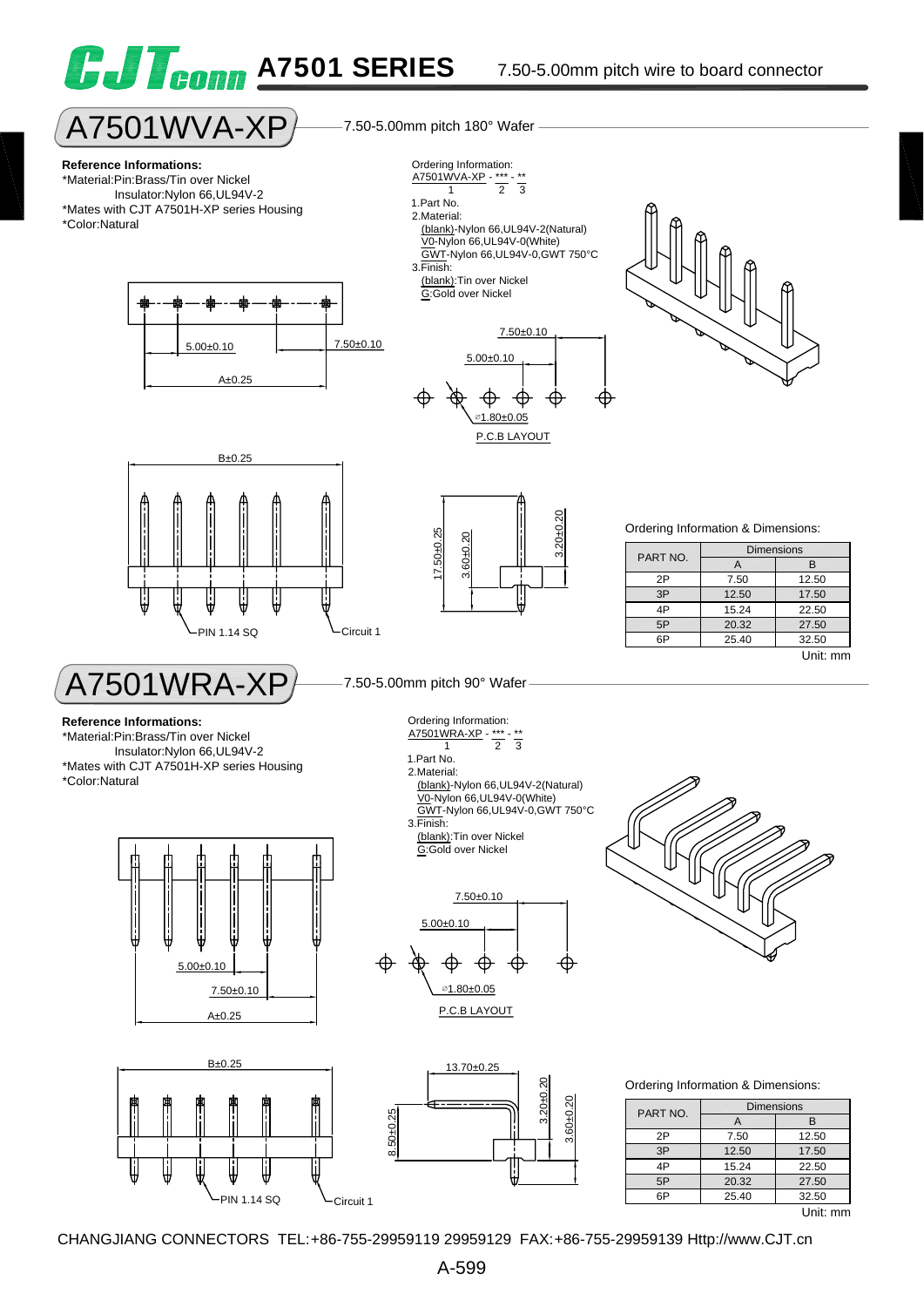# A7501 SERIES

7.50-5.00mm pitch wire to board connector

## A7501WVA-XP

7.50-5.00mm pitch 180° Wafer

**Reference Informations:**

*Material:Pin:Brass/Tin over Nickel
Insulator:Nylon 66,UL94V-2
*Mates with CJT A7501H-XP series Housing
*Color:Natural

Ordering Information:
A7501WVA-XP - *** - **
1 2 3

1.Part No.
2.Material:
(blank)-Nylon 66,UL94V-2(Natural)
V0-Nylon 66,UL94V-0(White)
GWT-Nylon 66,UL94V-0,GWT 750°C
3.Finish:
(blank):Tin over Nickel
G:Gold over Nickel

5.00±0.10
7.50±0.10
A±0.25

7.50±0.10
5.00±0.10
∅1.80±0.05
P.C.B LAYOUT

B±0.25
PIN 1.14 SQ
Circuit 1

17.50±0.25
3.60±0.20
3.20±0.20

Ordering Information & Dimensions:

| PART NO. | Dimensions | |
|---|---|---|
| | A | B |
| 2P | 7.50 | 12.50 |
| 3P | 12.50 | 17.50 |
| 4P | 15.24 | 22.50 |
| 5P | 20.32 | 27.50 |
| 6P | 25.40 | 32.50 |

Unit: mm

## A7501WRA-XP

7.50-5.00mm pitch 90° Wafer

**Reference Informations:**

*Material:Pin:Brass/Tin over Nickel
Insulator:Nylon 66,UL94V-2
*Mates with CJT A7501H-XP series Housing
*Color:Natural

Ordering Information:
A7501WRA-XP - *** - **
1 2 3

1.Part No.
2.Material:
(blank)-Nylon 66,UL94V-2(Natural)
V0-Nylon 66,UL94V-0(White)
GWT-Nylon 66,UL94V-0,GWT 750°C
3.Finish:
(blank):Tin over Nickel
G:Gold over Nickel

5.00±0.10
7.50±0.10
A±0.25

7.50±0.10
5.00±0.10
∅1.80±0.05
P.C.B LAYOUT

B±0.25
PIN 1.14 SQ
Circuit 1

13.70±0.25
8.50±0.25
3.20±0.20
3.60±0.20

Ordering Information & Dimensions:

| PART NO. | Dimensions | |
|---|---|---|
| | A | B |
| 2P | 7.50 | 12.50 |
| 3P | 12.50 | 17.50 |
| 4P | 15.24 | 22.50 |
| 5P | 20.32 | 27.50 |
| 6P | 25.40 | 32.50 |

Unit: mm

CHANGJIANG CONNECTORS TEL:+86-755-29959119 29959129 FAX:+86-755-29959139 Http://www.CJT.cn